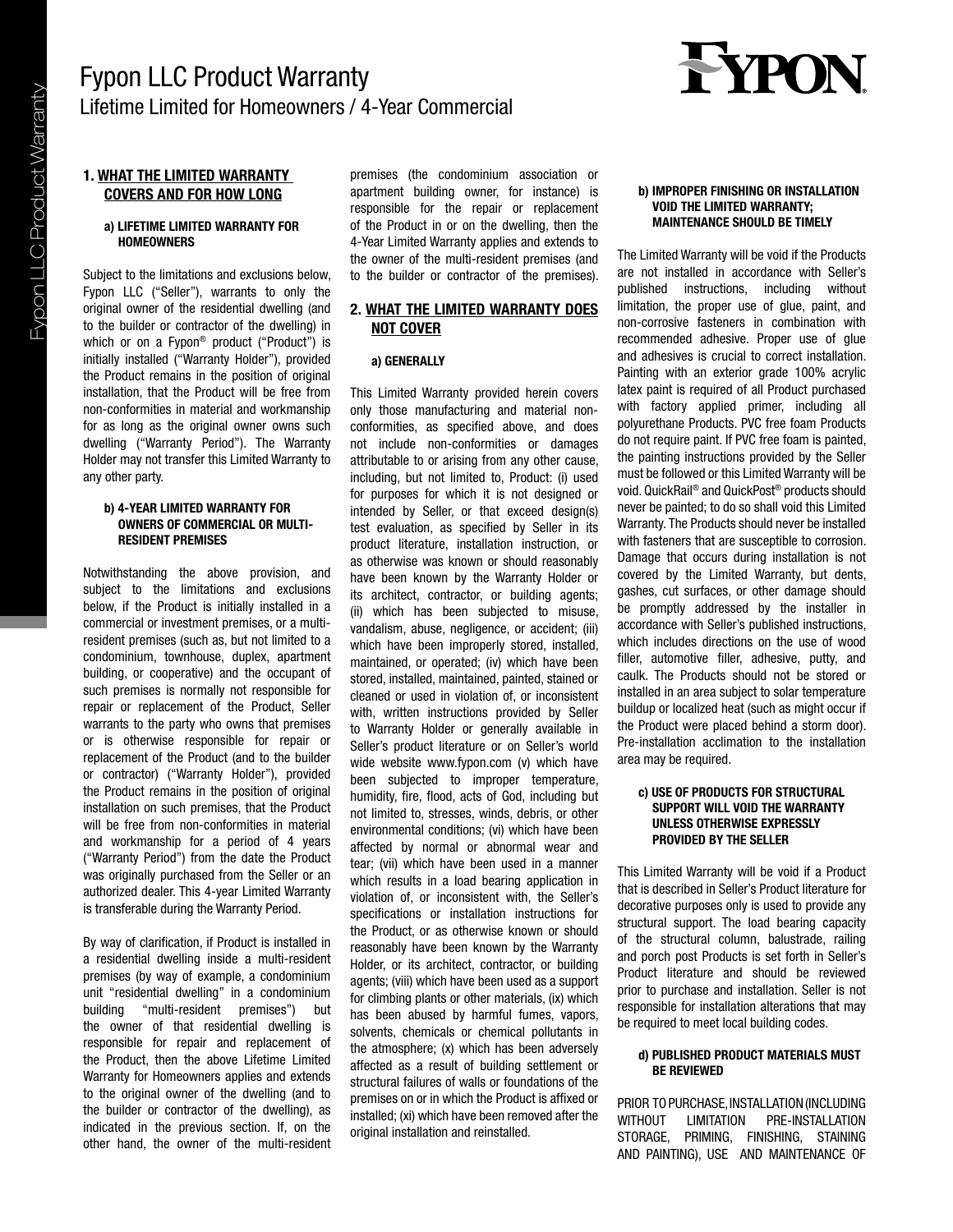# Fypon LLC Product Warranty

## Lifetime Limited for Homeowners / 4-Year Commercial

### 1. WHAT THE LIMITED WARRANTY COVERS AND FOR HOW LONG

#### a) LIFETIME LIMITED WARRANTY FOR HOMEOWNERS

Subject to the limitations and exclusions below, Fypon LLC ("Seller"), warrants to only the original owner of the residential dwelling (and to the builder or contractor of the dwelling) in which or on a Fypon® product ("Product") is initially installed ("Warranty Holder"), provided the Product remains in the position of original installation, that the Product will be free from non-conformities in material and workmanship for as long as the original owner owns such dwelling ("Warranty Period"). The Warranty Holder may not transfer this Limited Warranty to any other party.

#### b) 4-YEAR LIMITED WARRANTY FOR OWNERS OF COMMERCIAL OR MULTI-RESIDENT PREMISES

Notwithstanding the above provision, and subject to the limitations and exclusions below, if the Product is initially installed in a commercial or investment premises, or a multi-resident premises (such as, but not limited to a condominium, townhouse, duplex, apartment building, or cooperative) and the occupant of such premises is normally not responsible for repair or replacement of the Product, Seller warrants to the party who owns that premises or is otherwise responsible for repair or replacement of the Product (and to the builder or contractor) ("Warranty Holder"), provided the Product remains in the position of original installation on such premises, that the Product will be free from non-conformities in material and workmanship for a period of 4 years ("Warranty Period") from the date the Product was originally purchased from the Seller or an authorized dealer. This 4-year Limited Warranty is transferable during the Warranty Period.

By way of clarification, if Product is installed in a residential dwelling inside a multi-resident premises (by way of example, a condominium unit "residential dwelling" in a condominium building "multi-resident premises") but the owner of that residential dwelling is responsible for repair and replacement of the Product, then the above Lifetime Limited Warranty for Homeowners applies and extends to the original owner of the dwelling (and to the builder or contractor of the dwelling), as indicated in the previous section. If, on the other hand, the owner of the multi-resident premises (the condominium association or apartment building owner, for instance) is responsible for the repair or replacement of the Product in or on the dwelling, then the 4-Year Limited Warranty applies and extends to the owner of the multi-resident premises (and to the builder or contractor of the premises).

### 2. WHAT THE LIMITED WARRANTY DOES NOT COVER

#### a) GENERALLY

This Limited Warranty provided herein covers only those manufacturing and material non-conformities, as specified above, and does not include non-conformities or damages attributable to or arising from any other cause, including, but not limited to, Product: (i) used for purposes for which it is not designed or intended by Seller, or that exceed design(s) test evaluation, as specified by Seller in its product literature, installation instruction, or as otherwise was known or should reasonably have been known by the Warranty Holder or its architect, contractor, or building agents; (ii) which has been subjected to misuse, vandalism, abuse, negligence, or accident; (iii) which have been improperly stored, installed, maintained, or operated; (iv) which have been stored, installed, maintained, painted, stained or cleaned or used in violation of, or inconsistent with, written instructions provided by Seller to Warranty Holder or generally available in Seller's product literature or on Seller's world wide website www.fypon.com (v) which have been subjected to improper temperature, humidity, fire, flood, acts of God, including but not limited to, stresses, winds, debris, or other environmental conditions; (vi) which have been affected by normal or abnormal wear and tear; (vii) which have been used in a manner which results in a load bearing application in violation of, or inconsistent with, the Seller's specifications or installation instructions for the Product, or as otherwise known or should reasonably have been known by the Warranty Holder, or its architect, contractor, or building agents; (viii) which have been used as a support for climbing plants or other materials, (ix) which has been abused by harmful fumes, vapors, solvents, chemicals or chemical pollutants in the atmosphere; (x) which has been adversely affected as a result of building settlement or structural failures of walls or foundations of the premises on or in which the Product is affixed or installed; (xi) which have been removed after the original installation and reinstalled.

#### b) IMPROPER FINISHING OR INSTALLATION VOID THE LIMITED WARRANTY; MAINTENANCE SHOULD BE TIMELY

The Limited Warranty will be void if the Products are not installed in accordance with Seller's published instructions, including without limitation, the proper use of glue, paint, and non-corrosive fasteners in combination with recommended adhesive. Proper use of glue and adhesives is crucial to correct installation. Painting with an exterior grade 100% acrylic latex paint is required of all Product purchased with factory applied primer, including all polyurethane Products. PVC free foam Products do not require paint. If PVC free foam is painted, the painting instructions provided by the Seller must be followed or this Limited Warranty will be void. QuickRail® and QuickPost® products should never be painted; to do so shall void this Limited Warranty. The Products should never be installed with fasteners that are susceptible to corrosion. Damage that occurs during installation is not covered by the Limited Warranty, but dents, gashes, cut surfaces, or other damage should be promptly addressed by the installer in accordance with Seller's published instructions, which includes directions on the use of wood filler, automotive filler, adhesive, putty, and caulk. The Products should not be stored or installed in an area subject to solar temperature buildup or localized heat (such as might occur if the Product were placed behind a storm door). Pre-installation acclimation to the installation area may be required.

#### c) USE OF PRODUCTS FOR STRUCTURAL SUPPORT WILL VOID THE WARRANTY UNLESS OTHERWISE EXPRESSLY PROVIDED BY THE SELLER

This Limited Warranty will be void if a Product that is described in Seller's Product literature for decorative purposes only is used to provide any structural support. The load bearing capacity of the structural column, balustrade, railing and porch post Products is set forth in Seller's Product literature and should be reviewed prior to purchase and installation. Seller is not responsible for installation alterations that may be required to meet local building codes.

#### d) PUBLISHED PRODUCT MATERIALS MUST BE REVIEWED

PRIOR TO PURCHASE, INSTALLATION (INCLUDING WITHOUT LIMITATION PRE-INSTALLATION STORAGE, PRIMING, FINISHING, STAINING AND PAINTING), USE AND MAINTENANCE OF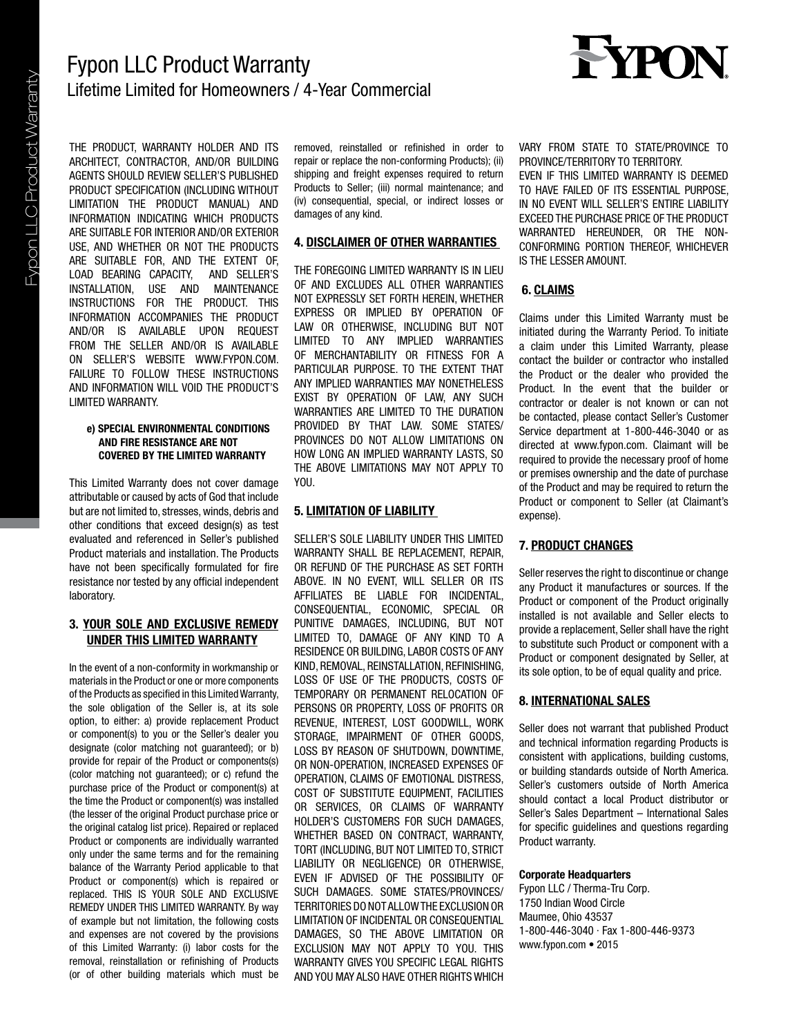# Fypon LLC Product Warranty

## Lifetime Limited for Homeowners / 4-Year Commercial

THE PRODUCT, WARRANTY HOLDER AND ITS ARCHITECT, CONTRACTOR, AND/OR BUILDING AGENTS SHOULD REVIEW SELLER'S PUBLISHED PRODUCT SPECIFICATION (INCLUDING WITHOUT LIMITATION THE PRODUCT MANUAL) AND INFORMATION INDICATING WHICH PRODUCTS ARE SUITABLE FOR INTERIOR AND/OR EXTERIOR USE, AND WHETHER OR NOT THE PRODUCTS ARE SUITABLE FOR, AND THE EXTENT OF, LOAD BEARING CAPACITY, AND SELLER'S INSTALLATION, USE AND MAINTENANCE INSTRUCTIONS FOR THE PRODUCT. THIS INFORMATION ACCOMPANIES THE PRODUCT AND/OR IS AVAILABLE UPON REQUEST FROM THE SELLER AND/OR IS AVAILABLE ON SELLER'S WEBSITE WWW.FYPON.COM. FAILURE TO FOLLOW THESE INSTRUCTIONS AND INFORMATION WILL VOID THE PRODUCT'S LIMITED WARRANTY.

**e) SPECIAL ENVIRONMENTAL CONDITIONS AND FIRE RESISTANCE ARE NOT COVERED BY THE LIMITED WARRANTY**

This Limited Warranty does not cover damage attributable or caused by acts of God that include but are not limited to, stresses, winds, debris and other conditions that exceed design(s) as test evaluated and referenced in Seller's published Product materials and installation. The Products have not been specifically formulated for fire resistance nor tested by any official independent laboratory.

### 3. YOUR SOLE AND EXCLUSIVE REMEDY UNDER THIS LIMITED WARRANTY

In the event of a non-conformity in workmanship or materials in the Product or one or more components of the Products as specified in this Limited Warranty, the sole obligation of the Seller is, at its sole option, to either: a) provide replacement Product or component(s) to you or the Seller's dealer you designate (color matching not guaranteed); or b) provide for repair of the Product or components(s) (color matching not guaranteed); or c) refund the purchase price of the Product or component(s) at the time the Product or component(s) was installed (the lesser of the original Product purchase price or the original catalog list price). Repaired or replaced Product or components are individually warranted only under the same terms and for the remaining balance of the Warranty Period applicable to that Product or component(s) which is repaired or replaced. THIS IS YOUR SOLE AND EXCLUSIVE REMEDY UNDER THIS LIMITED WARRANTY. By way of example but not limitation, the following costs and expenses are not covered by the provisions of this Limited Warranty: (i) labor costs for the removal, reinstallation or refinishing of Products (or of other building materials which must be removed, reinstalled or refinished in order to repair or replace the non-conforming Products); (ii) shipping and freight expenses required to return Products to Seller; (iii) normal maintenance; and (iv) consequential, special, or indirect losses or damages of any kind.

### 4. DISCLAIMER OF OTHER WARRANTIES

THE FOREGOING LIMITED WARRANTY IS IN LIEU OF AND EXCLUDES ALL OTHER WARRANTIES NOT EXPRESSLY SET FORTH HEREIN, WHETHER EXPRESS OR IMPLIED BY OPERATION OF LAW OR OTHERWISE, INCLUDING BUT NOT LIMITED TO ANY IMPLIED WARRANTIES OF MERCHANTABILITY OR FITNESS FOR A PARTICULAR PURPOSE. TO THE EXTENT THAT ANY IMPLIED WARRANTIES MAY NONETHELESS EXIST BY OPERATION OF LAW, ANY SUCH WARRANTIES ARE LIMITED TO THE DURATION PROVIDED BY THAT LAW. SOME STATES/PROVINCES DO NOT ALLOW LIMITATIONS ON HOW LONG AN IMPLIED WARRANTY LASTS, SO THE ABOVE LIMITATIONS MAY NOT APPLY TO YOU.

### 5. LIMITATION OF LIABILITY

SELLER'S SOLE LIABILITY UNDER THIS LIMITED WARRANTY SHALL BE REPLACEMENT, REPAIR, OR REFUND OF THE PURCHASE AS SET FORTH ABOVE. IN NO EVENT, WILL SELLER OR ITS AFFILIATES BE LIABLE FOR INCIDENTAL, CONSEQUENTIAL, ECONOMIC, SPECIAL OR PUNITIVE DAMAGES, INCLUDING, BUT NOT LIMITED TO, DAMAGE OF ANY KIND TO A RESIDENCE OR BUILDING, LABOR COSTS OF ANY KIND, REMOVAL, REINSTALLATION, REFINISHING, LOSS OF USE OF THE PRODUCTS, COSTS OF TEMPORARY OR PERMANENT RELOCATION OF PERSONS OR PROPERTY, LOSS OF PROFITS OR REVENUE, INTEREST, LOST GOODWILL, WORK STORAGE, IMPAIRMENT OF OTHER GOODS, LOSS BY REASON OF SHUTDOWN, DOWNTIME, OR NON-OPERATION, INCREASED EXPENSES OF OPERATION, CLAIMS OF EMOTIONAL DISTRESS, COST OF SUBSTITUTE EQUIPMENT, FACILITIES OR SERVICES, OR CLAIMS OF WARRANTY HOLDER'S CUSTOMERS FOR SUCH DAMAGES, WHETHER BASED ON CONTRACT, WARRANTY, TORT (INCLUDING, BUT NOT LIMITED TO, STRICT LIABILITY OR NEGLIGENCE) OR OTHERWISE, EVEN IF ADVISED OF THE POSSIBILITY OF SUCH DAMAGES. SOME STATES/PROVINCES/TERRITORIES DO NOT ALLOW THE EXCLUSION OR LIMITATION OF INCIDENTAL OR CONSEQUENTIAL DAMAGES, SO THE ABOVE LIMITATION OR EXCLUSION MAY NOT APPLY TO YOU. THIS WARRANTY GIVES YOU SPECIFIC LEGAL RIGHTS AND YOU MAY ALSO HAVE OTHER RIGHTS WHICH VARY FROM STATE TO STATE/PROVINCE TO PROVINCE/TERRITORY TO TERRITORY.

EVEN IF THIS LIMITED WARRANTY IS DEEMED TO HAVE FAILED OF ITS ESSENTIAL PURPOSE, IN NO EVENT WILL SELLER'S ENTIRE LIABILITY EXCEED THE PURCHASE PRICE OF THE PRODUCT WARRANTED HEREUNDER, OR THE NON-CONFORMING PORTION THEREOF, WHICHEVER IS THE LESSER AMOUNT.

### 6. CLAIMS

Claims under this Limited Warranty must be initiated during the Warranty Period. To initiate a claim under this Limited Warranty, please contact the builder or contractor who installed the Product or the dealer who provided the Product. In the event that the builder or contractor or dealer is not known or can not be contacted, please contact Seller's Customer Service department at 1-800-446-3040 or as directed at www.fypon.com. Claimant will be required to provide the necessary proof of home or premises ownership and the date of purchase of the Product and may be required to return the Product or component to Seller (at Claimant's expense).

### 7. PRODUCT CHANGES

Seller reserves the right to discontinue or change any Product it manufactures or sources. If the Product or component of the Product originally installed is not available and Seller elects to provide a replacement, Seller shall have the right to substitute such Product or component with a Product or component designated by Seller, at its sole option, to be of equal quality and price.

### 8. INTERNATIONAL SALES

Seller does not warrant that published Product and technical information regarding Products is consistent with applications, building customs, or building standards outside of North America. Seller's customers outside of North America should contact a local Product distributor or Seller's Sales Department – International Sales for specific guidelines and questions regarding Product warranty.

**Corporate Headquarters**
Fypon LLC / Therma-Tru Corp.
1750 Indian Wood Circle
Maumee, Ohio 43537
1-800-446-3040 · Fax 1-800-446-9373
www.fypon.com • 2015